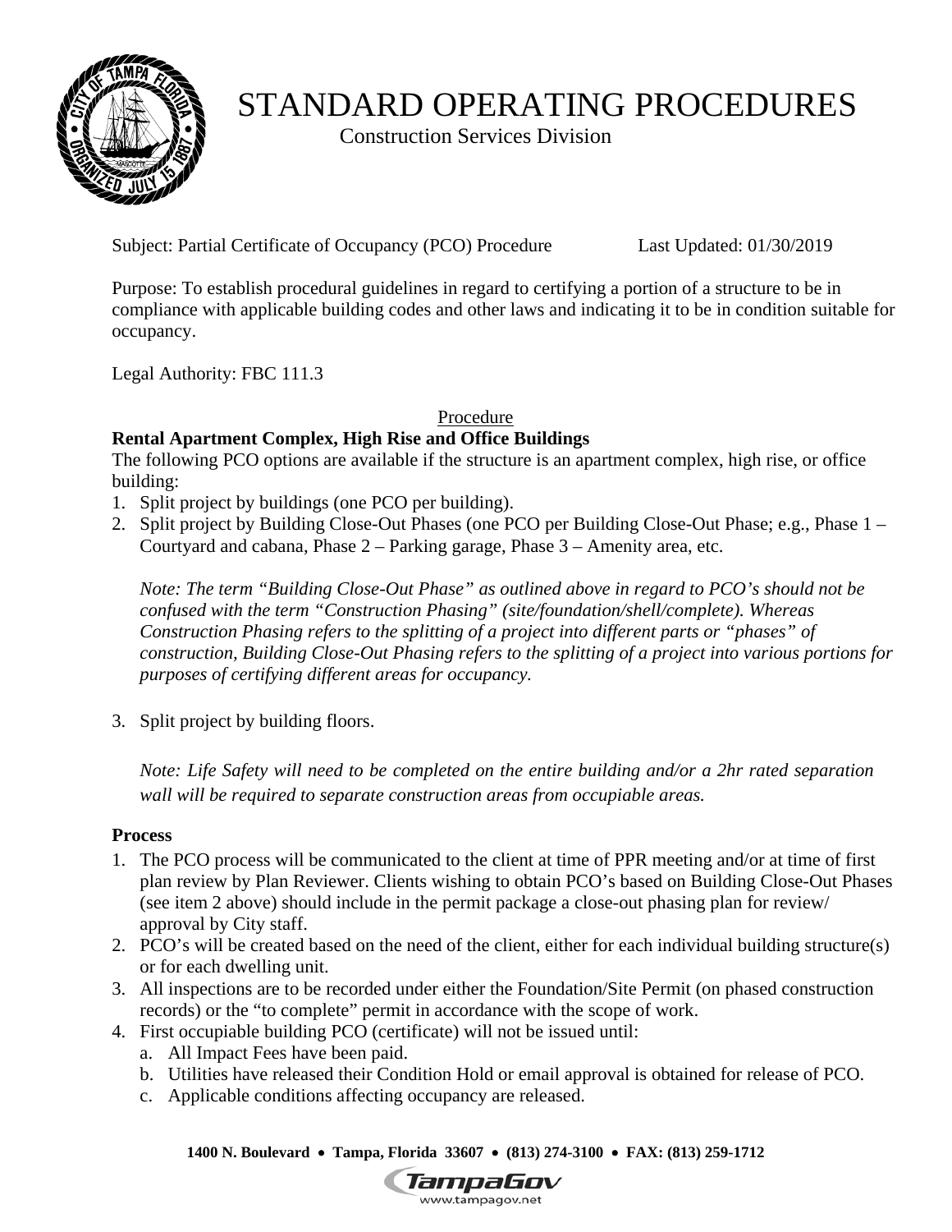# STANDARD OPERATING PROCEDURES

Construction Services Division

Subject: Partial Certificate of Occupancy (PCO) Procedure Last Updated: 01/30/2019

Purpose: To establish procedural guidelines in regard to certifying a portion of a structure to be in compliance with applicable building codes and other laws and indicating it to be in condition suitable for occupancy.

Legal Authority: FBC 111.3

## Procedure

**Rental Apartment Complex, High Rise and Office Buildings**

The following PCO options are available if the structure is an apartment complex, high rise, or office building:

1. Split project by buildings (one PCO per building).
2. Split project by Building Close-Out Phases (one PCO per Building Close-Out Phase; e.g., Phase 1 – Courtyard and cabana, Phase 2 – Parking garage, Phase 3 – Amenity area, etc.

   *Note: The term "Building Close-Out Phase" as outlined above in regard to PCO's should not be confused with the term "Construction Phasing" (site/foundation/shell/complete). Whereas Construction Phasing refers to the splitting of a project into different parts or "phases" of construction, Building Close-Out Phasing refers to the splitting of a project into various portions for purposes of certifying different areas for occupancy.*

3. Split project by building floors.

   *Note: Life Safety will need to be completed on the entire building and/or a 2hr rated separation wall will be required to separate construction areas from occupiable areas.*

**Process**

1. The PCO process will be communicated to the client at time of PPR meeting and/or at time of first plan review by Plan Reviewer. Clients wishing to obtain PCO's based on Building Close-Out Phases (see item 2 above) should include in the permit package a close-out phasing plan for review/ approval by City staff.
2. PCO's will be created based on the need of the client, either for each individual building structure(s) or for each dwelling unit.
3. All inspections are to be recorded under either the Foundation/Site Permit (on phased construction records) or the "to complete" permit in accordance with the scope of work.
4. First occupiable building PCO (certificate) will not be issued until:
   a. All Impact Fees have been paid.
   b. Utilities have released their Condition Hold or email approval is obtained for release of PCO.
   c. Applicable conditions affecting occupancy are released.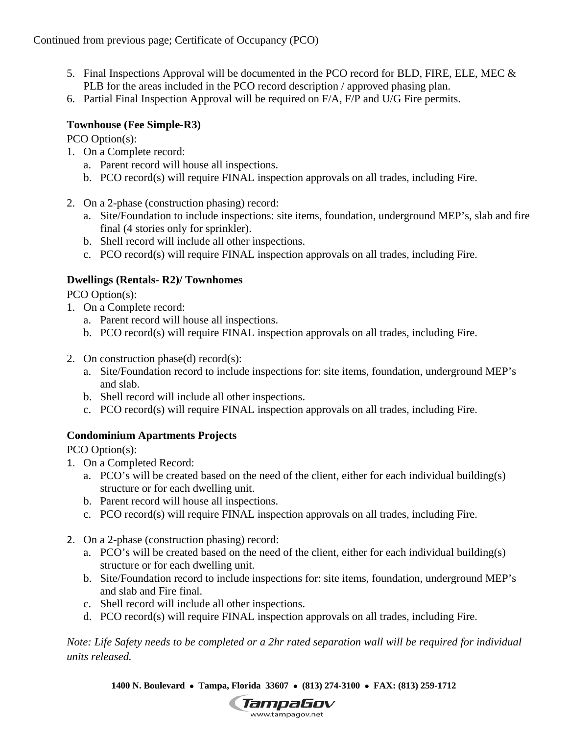Continued from previous page; Certificate of Occupancy (PCO)

5. Final Inspections Approval will be documented in the PCO record for BLD, FIRE, ELE, MEC & PLB for the areas included in the PCO record description / approved phasing plan.
6. Partial Final Inspection Approval will be required on F/A, F/P and U/G Fire permits.

**Townhouse (Fee Simple-R3)**

PCO Option(s):

1. On a Complete record:
   a. Parent record will house all inspections.
   b. PCO record(s) will require FINAL inspection approvals on all trades, including Fire.

2. On a 2-phase (construction phasing) record:
   a. Site/Foundation to include inspections: site items, foundation, underground MEP's, slab and fire final (4 stories only for sprinkler).
   b. Shell record will include all other inspections.
   c. PCO record(s) will require FINAL inspection approvals on all trades, including Fire.

**Dwellings (Rentals- R2)/ Townhomes**

PCO Option(s):

1. On a Complete record:
   a. Parent record will house all inspections.
   b. PCO record(s) will require FINAL inspection approvals on all trades, including Fire.

2. On construction phase(d) record(s):
   a. Site/Foundation record to include inspections for: site items, foundation, underground MEP's and slab.
   b. Shell record will include all other inspections.
   c. PCO record(s) will require FINAL inspection approvals on all trades, including Fire.

**Condominium Apartments Projects**

PCO Option(s):

1. On a Completed Record:
   a. PCO's will be created based on the need of the client, either for each individual building(s) structure or for each dwelling unit.
   b. Parent record will house all inspections.
   c. PCO record(s) will require FINAL inspection approvals on all trades, including Fire.

2. On a 2-phase (construction phasing) record:
   a. PCO's will be created based on the need of the client, either for each individual building(s) structure or for each dwelling unit.
   b. Site/Foundation record to include inspections for: site items, foundation, underground MEP's and slab and Fire final.
   c. Shell record will include all other inspections.
   d. PCO record(s) will require FINAL inspection approvals on all trades, including Fire.

*Note: Life Safety needs to be completed or a 2hr rated separation wall will be required for individual units released.*

**1400 N. Boulevard • Tampa, Florida 33607 • (813) 274-3100 • FAX: (813) 259-1712**

TampaGov
www.tampagov.net